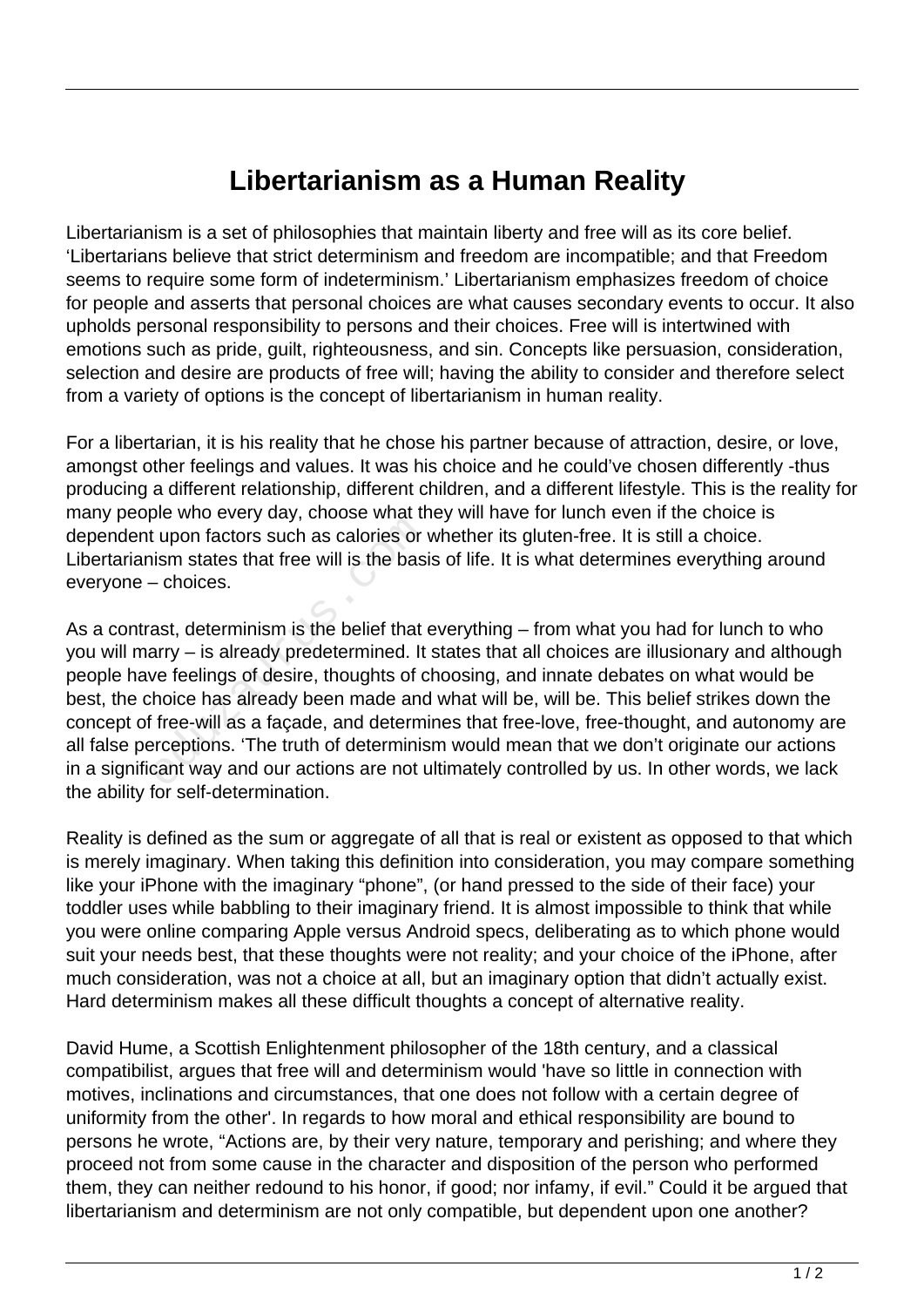# Libertarianism as a Human Reality

Libertarianism is a set of philosophies that maintain liberty and free will as its core belief. 'Libertarians believe that strict determinism and freedom are incompatible; and that Freedom seems to require some form of indeterminism.' Libertarianism emphasizes freedom of choice for people and asserts that personal choices are what causes secondary events to occur. It also upholds personal responsibility to persons and their choices. Free will is intertwined with emotions such as pride, guilt, righteousness, and sin. Concepts like persuasion, consideration, selection and desire are products of free will; having the ability to consider and therefore select from a variety of options is the concept of libertarianism in human reality.

For a libertarian, it is his reality that he chose his partner because of attraction, desire, or love, amongst other feelings and values. It was his choice and he could've chosen differently -thus producing a different relationship, different children, and a different lifestyle. This is the reality for many people who every day, choose what they will have for lunch even if the choice is dependent upon factors such as calories or whether its gluten-free. It is still a choice. Libertarianism states that free will is the basis of life. It is what determines everything around everyone – choices.

As a contrast, determinism is the belief that everything – from what you had for lunch to who you will marry – is already predetermined. It states that all choices are illusionary and although people have feelings of desire, thoughts of choosing, and innate debates on what would be best, the choice has already been made and what will be, will be. This belief strikes down the concept of free-will as a façade, and determines that free-love, free-thought, and autonomy are all false perceptions. 'The truth of determinism would mean that we don't originate our actions in a significant way and our actions are not ultimately controlled by us. In other words, we lack the ability for self-determination.

Reality is defined as the sum or aggregate of all that is real or existent as opposed to that which is merely imaginary. When taking this definition into consideration, you may compare something like your iPhone with the imaginary "phone", (or hand pressed to the side of their face) your toddler uses while babbling to their imaginary friend. It is almost impossible to think that while you were online comparing Apple versus Android specs, deliberating as to which phone would suit your needs best, that these thoughts were not reality; and your choice of the iPhone, after much consideration, was not a choice at all, but an imaginary option that didn't actually exist. Hard determinism makes all these difficult thoughts a concept of alternative reality.

David Hume, a Scottish Enlightenment philosopher of the 18th century, and a classical compatibilist, argues that free will and determinism would 'have so little in connection with motives, inclinations and circumstances, that one does not follow with a certain degree of uniformity from the other'. In regards to how moral and ethical responsibility are bound to persons he wrote, "Actions are, by their very nature, temporary and perishing; and where they proceed not from some cause in the character and disposition of the person who performed them, they can neither redound to his honor, if good; nor infamy, if evil." Could it be argued that libertarianism and determinism are not only compatible, but dependent upon one another?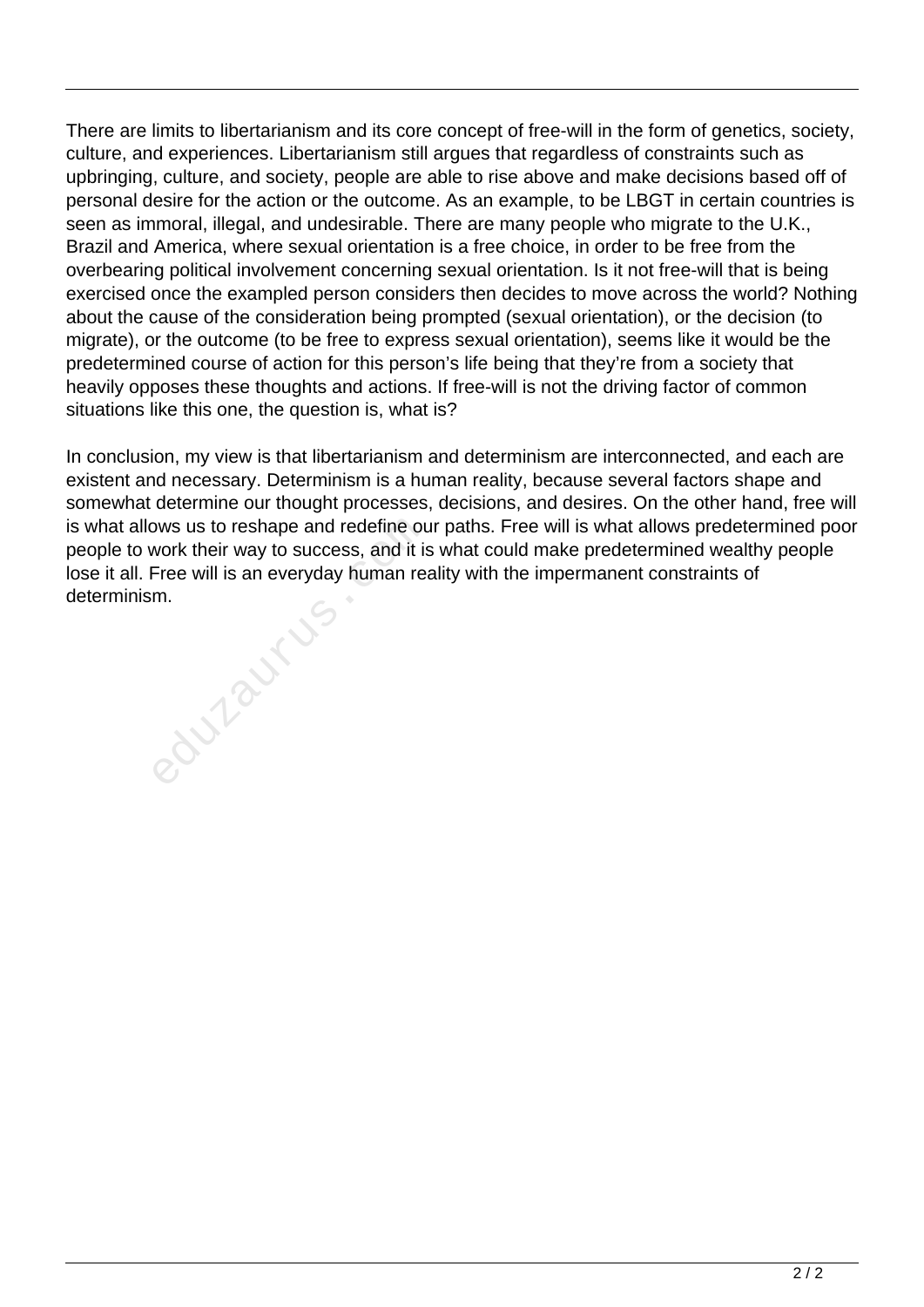There are limits to libertarianism and its core concept of free-will in the form of genetics, society, culture, and experiences. Libertarianism still argues that regardless of constraints such as upbringing, culture, and society, people are able to rise above and make decisions based off of personal desire for the action or the outcome. As an example, to be LBGT in certain countries is seen as immoral, illegal, and undesirable. There are many people who migrate to the U.K., Brazil and America, where sexual orientation is a free choice, in order to be free from the overbearing political involvement concerning sexual orientation. Is it not free-will that is being exercised once the exampled person considers then decides to move across the world? Nothing about the cause of the consideration being prompted (sexual orientation), or the decision (to migrate), or the outcome (to be free to express sexual orientation), seems like it would be the predetermined course of action for this person's life being that they're from a society that heavily opposes these thoughts and actions. If free-will is not the driving factor of common situations like this one, the question is, what is?

In conclusion, my view is that libertarianism and determinism are interconnected, and each are existent and necessary. Determinism is a human reality, because several factors shape and somewhat determine our thought processes, decisions, and desires. On the other hand, free will is what allows us to reshape and redefine our paths. Free will is what allows predetermined poor people to work their way to success, and it is what could make predetermined wealthy people lose it all. Free will is an everyday human reality with the impermanent constraints of determinism.